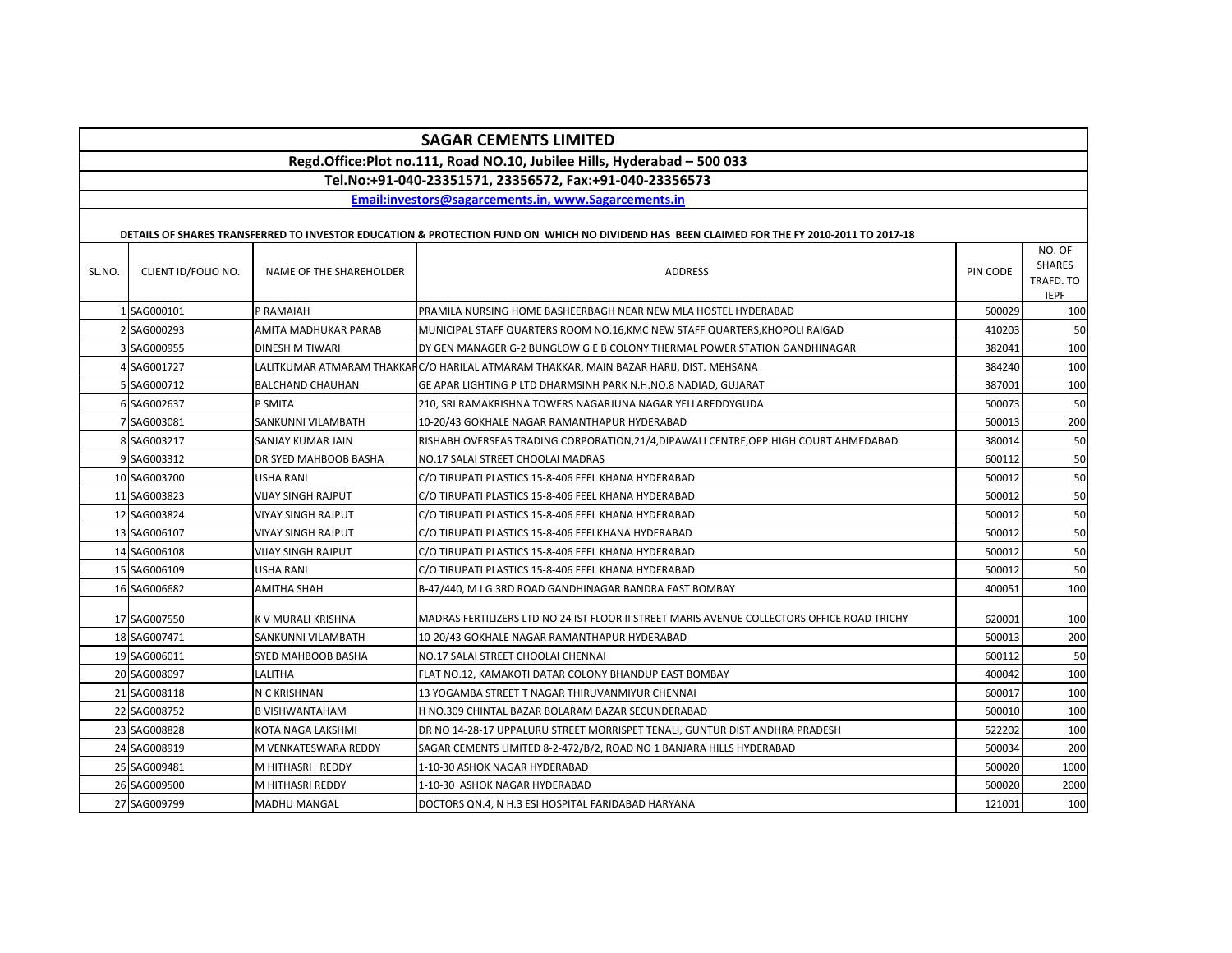# SAGAR CEMENTS LIMITED

**Regd.Office:Plot no.111, Road NO.10, Jubilee Hills, Hyderabad – 500 033**

**Tel.No:+91-040-23351571, 23356572, Fax:+91-040-23356573**

**Email:investors@sagarcements.in, www.Sagarcements.in**

**DETAILS OF SHARES TRANSFERRED TO INVESTOR EDUCATION & PROTECTION FUND ON WHICH NO DIVIDEND HAS BEEN CLAIMED FOR THE FY 2010-2011 TO 2017-18**

| SL.NO. | CLIENT ID/FOLIO NO. | NAME OF THE SHAREHOLDER | ADDRESS | PIN CODE | NO. OF SHARES TRAFD. TO IEPF |
|---|---|---|---|---|---|
| 1 | SAG000101 | P RAMAIAH | PRAMILA NURSING HOME BASHEERBAGH NEAR NEW MLA HOSTEL HYDERABAD | 500029 | 100 |
| 2 | SAG000293 | AMITA MADHUKAR PARAB | MUNICIPAL STAFF QUARTERS ROOM NO.16,KMC NEW STAFF QUARTERS,KHOPOLI RAIGAD | 410203 | 50 |
| 3 | SAG000955 | DINESH M TIWARI | DY GEN MANAGER G-2 BUNGLOW G E B COLONY THERMAL POWER STATION GANDHINAGAR | 382041 | 100 |
| 4 | SAG001727 | LALITKUMAR ATMARAM THAKKAR | C/O HARILAL ATMARAM THAKKAR, MAIN BAZAR HARIJ, DIST. MEHSANA | 384240 | 100 |
| 5 | SAG000712 | BALCHAND CHAUHAN | GE APAR LIGHTING P LTD DHARMSINH PARK N.H.NO.8 NADIAD, GUJARAT | 387001 | 100 |
| 6 | SAG002637 | P SMITA | 210, SRI RAMAKRISHNA TOWERS NAGARJUNA NAGAR YELLAREDDYGUDA | 500073 | 50 |
| 7 | SAG003081 | SANKUNNI VILAMBATH | 10-20/43 GOKHALE NAGAR RAMANTHAPUR HYDERABAD | 500013 | 200 |
| 8 | SAG003217 | SANJAY KUMAR JAIN | RISHABH OVERSEAS TRADING CORPORATION,21/4,DIPAWALI CENTRE,OPP:HIGH COURT AHMEDABAD | 380014 | 50 |
| 9 | SAG003312 | DR SYED MAHBOOB BASHA | NO.17 SALAI STREET CHOOLAI MADRAS | 600112 | 50 |
| 10 | SAG003700 | USHA RANI | C/O TIRUPATI PLASTICS 15-8-406 FEEL KHANA HYDERABAD | 500012 | 50 |
| 11 | SAG003823 | VIJAY SINGH RAJPUT | C/O TIRUPATI PLASTICS 15-8-406 FEEL KHANA HYDERABAD | 500012 | 50 |
| 12 | SAG003824 | VIYAY SINGH RAJPUT | C/O TIRUPATI PLASTICS 15-8-406 FEEL KHANA HYDERABAD | 500012 | 50 |
| 13 | SAG006107 | VIYAY SINGH RAJPUT | C/O TIRUPATI PLASTICS 15-8-406 FEELKHANA HYDERABAD | 500012 | 50 |
| 14 | SAG006108 | VIJAY SINGH RAJPUT | C/O TIRUPATI PLASTICS 15-8-406 FEEL KHANA HYDERABAD | 500012 | 50 |
| 15 | SAG006109 | USHA RANI | C/O TIRUPATI PLASTICS 15-8-406 FEEL KHANA HYDERABAD | 500012 | 50 |
| 16 | SAG006682 | AMITHA SHAH | B-47/440, M I G 3RD ROAD GANDHINAGAR BANDRA EAST BOMBAY | 400051 | 100 |
| 17 | SAG007550 | K V MURALI KRISHNA | MADRAS FERTILIZERS LTD NO 24 IST FLOOR II STREET MARIS AVENUE COLLECTORS OFFICE ROAD TRICHY | 620001 | 100 |
| 18 | SAG007471 | SANKUNNI VILAMBATH | 10-20/43 GOKHALE NAGAR RAMANTHAPUR HYDERABAD | 500013 | 200 |
| 19 | SAG006011 | SYED MAHBOOB BASHA | NO.17 SALAI STREET CHOOLAI CHENNAI | 600112 | 50 |
| 20 | SAG008097 | LALITHA | FLAT NO.12, KAMAKOTI DATAR COLONY BHANDUP EAST BOMBAY | 400042 | 100 |
| 21 | SAG008118 | N C KRISHNAN | 13 YOGAMBA STREET T NAGAR THIRUVANMIYUR CHENNAI | 600017 | 100 |
| 22 | SAG008752 | B VISHWANTAHAM | H NO.309 CHINTAL BAZAR BOLARAM BAZAR SECUNDERABAD | 500010 | 100 |
| 23 | SAG008828 | KOTA NAGA LAKSHMI | DR NO 14-28-17 UPPALURU STREET MORRISPET TENALI, GUNTUR DIST ANDHRA PRADESH | 522202 | 100 |
| 24 | SAG008919 | M VENKATESWARA REDDY | SAGAR CEMENTS LIMITED 8-2-472/B/2, ROAD NO 1 BANJARA HILLS HYDERABAD | 500034 | 200 |
| 25 | SAG009481 | M HITHASRI REDDY | 1-10-30 ASHOK NAGAR HYDERABAD | 500020 | 1000 |
| 26 | SAG009500 | M HITHASRI REDDY | 1-10-30 ASHOK NAGAR HYDERABAD | 500020 | 2000 |
| 27 | SAG009799 | MADHU MANGAL | DOCTORS QN.4, N H.3 ESI HOSPITAL FARIDABAD HARYANA | 121001 | 100 |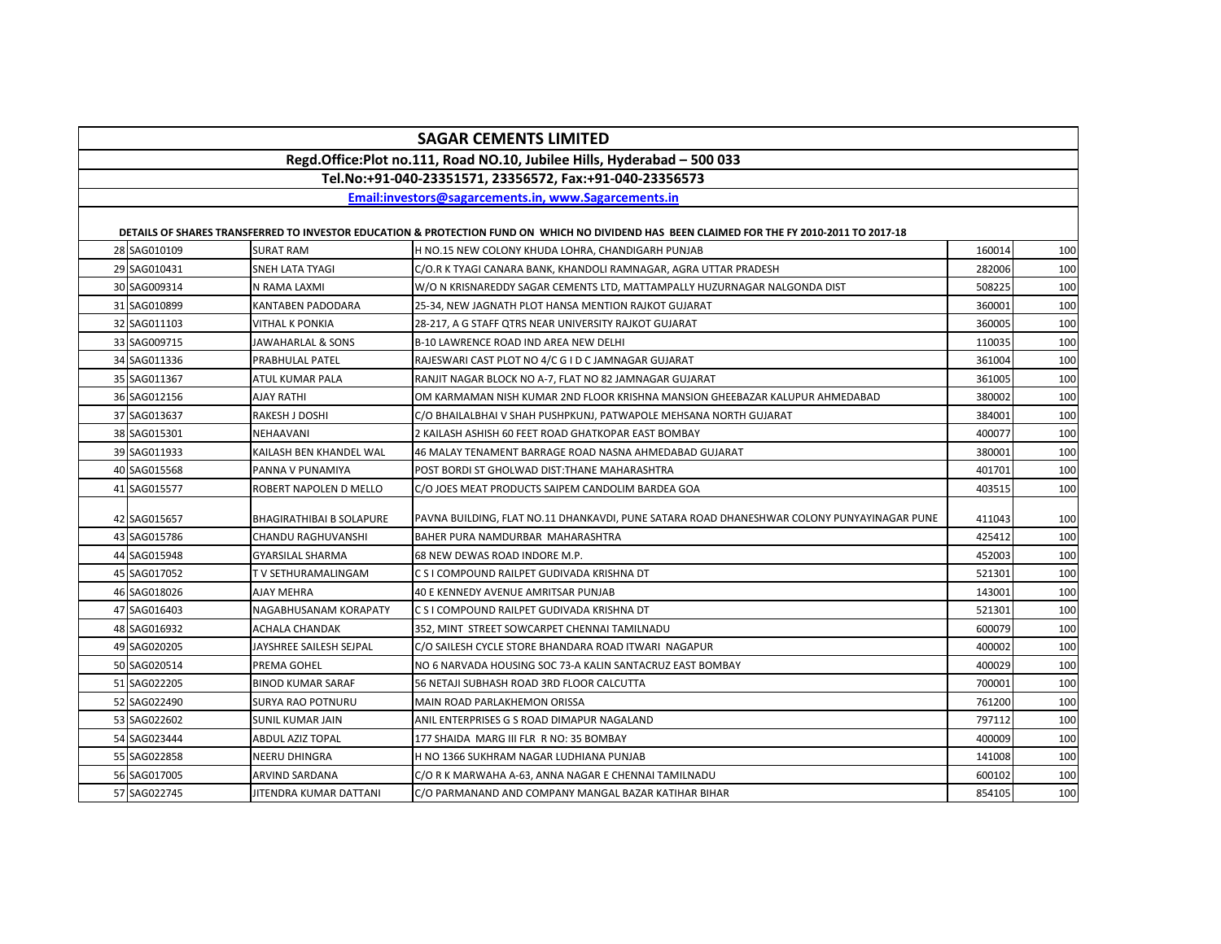# SAGAR CEMENTS LIMITED

**Regd.Office:Plot no.111, Road NO.10, Jubilee Hills, Hyderabad – 500 033**

**Tel.No:+91-040-23351571, 23356572, Fax:+91-040-23356573**

**Email:investors@sagarcements.in, www.Sagarcements.in**

**DETAILS OF SHARES TRANSFERRED TO INVESTOR EDUCATION & PROTECTION FUND ON WHICH NO DIVIDEND HAS BEEN CLAIMED FOR THE FY 2010-2011 TO 2017-18**

| | | | | | |
|---|---|---|---|---|---|
| 28 | SAG010109 | SURAT RAM | H NO.15 NEW COLONY KHUDA LOHRA, CHANDIGARH PUNJAB | 160014 | 100 |
| 29 | SAG010431 | SNEH LATA TYAGI | C/O.R K TYAGI CANARA BANK, KHANDOLI RAMNAGAR, AGRA UTTAR PRADESH | 282006 | 100 |
| 30 | SAG009314 | N RAMA LAXMI | W/O N KRISNAREDDY SAGAR CEMENTS LTD, MATTAMPALLY HUZURNAGAR NALGONDA DIST | 508225 | 100 |
| 31 | SAG010899 | KANTABEN PADODARA | 25-34, NEW JAGNATH PLOT HANSA MENTION RAJKOT GUJARAT | 360001 | 100 |
| 32 | SAG011103 | VITHAL K PONKIA | 28-217, A G STAFF QTRS NEAR UNIVERSITY RAJKOT GUJARAT | 360005 | 100 |
| 33 | SAG009715 | JAWAHARLAL & SONS | B-10 LAWRENCE ROAD IND AREA NEW DELHI | 110035 | 100 |
| 34 | SAG011336 | PRABHULAL PATEL | RAJESWARI CAST PLOT NO 4/C G I D C JAMNAGAR GUJARAT | 361004 | 100 |
| 35 | SAG011367 | ATUL KUMAR PALA | RANJIT NAGAR BLOCK NO A-7, FLAT NO 82 JAMNAGAR GUJARAT | 361005 | 100 |
| 36 | SAG012156 | AJAY RATHI | OM KARMAMAN NISH KUMAR 2ND FLOOR KRISHNA MANSION GHEEBAZAR KALUPUR AHMEDABAD | 380002 | 100 |
| 37 | SAG013637 | RAKESH J DOSHI | C/O BHAILALBHAI V SHAH PUSHPKUNJ, PATWAPOLE MEHSANA NORTH GUJARAT | 384001 | 100 |
| 38 | SAG015301 | NEHAAVANI | 2 KAILASH ASHISH 60 FEET ROAD GHATKOPAR EAST BOMBAY | 400077 | 100 |
| 39 | SAG011933 | KAILASH BEN KHANDEL WAL | 46 MALAY TENAMENT BARRAGE ROAD NASNA AHMEDABAD GUJARAT | 380001 | 100 |
| 40 | SAG015568 | PANNA V PUNAMIYA | POST BORDI ST GHOLWAD DIST:THANE MAHARASHTRA | 401701 | 100 |
| 41 | SAG015577 | ROBERT NAPOLEN D MELLO | C/O JOES MEAT PRODUCTS SAIPEM CANDOLIM BARDEA GOA | 403515 | 100 |
| 42 | SAG015657 | BHAGIRATHIBAI B SOLAPURE | PAVNA BUILDING, FLAT NO.11 DHANKAVDI, PUNE SATARA ROAD DHANESHWAR COLONY PUNYAYINAGAR PUNE | 411043 | 100 |
| 43 | SAG015786 | CHANDU RAGHUVANSHI | BAHER PURA NAMDURBAR MAHARASHTRA | 425412 | 100 |
| 44 | SAG015948 | GYARSILAL SHARMA | 68 NEW DEWAS ROAD INDORE M.P. | 452003 | 100 |
| 45 | SAG017052 | T V SETHURAMALINGAM | C S I COMPOUND RAILPET GUDIVADA KRISHNA DT | 521301 | 100 |
| 46 | SAG018026 | AJAY MEHRA | 40 E KENNEDY AVENUE AMRITSAR PUNJAB | 143001 | 100 |
| 47 | SAG016403 | NAGABHUSANAM KORAPATY | C S I COMPOUND RAILPET GUDIVADA KRISHNA DT | 521301 | 100 |
| 48 | SAG016932 | ACHALA CHANDAK | 352, MINT STREET SOWCARPET CHENNAI TAMILNADU | 600079 | 100 |
| 49 | SAG020205 | JAYSHREE SAILESH SEJPAL | C/O SAILESH CYCLE STORE BHANDARA ROAD ITWARI NAGAPUR | 400002 | 100 |
| 50 | SAG020514 | PREMA GOHEL | NO 6 NARVADA HOUSING SOC 73-A KALIN SANTACRUZ EAST BOMBAY | 400029 | 100 |
| 51 | SAG022205 | BINOD KUMAR SARAF | 56 NETAJI SUBHASH ROAD 3RD FLOOR CALCUTTA | 700001 | 100 |
| 52 | SAG022490 | SURYA RAO POTNURU | MAIN ROAD PARLAKHEMON ORISSA | 761200 | 100 |
| 53 | SAG022602 | SUNIL KUMAR JAIN | ANIL ENTERPRISES G S ROAD DIMAPUR NAGALAND | 797112 | 100 |
| 54 | SAG023444 | ABDUL AZIZ TOPAL | 177 SHAIDA MARG III FLR R NO: 35 BOMBAY | 400009 | 100 |
| 55 | SAG022858 | NEERU DHINGRA | H NO 1366 SUKHRAM NAGAR LUDHIANA PUNJAB | 141008 | 100 |
| 56 | SAG017005 | ARVIND SARDANA | C/O R K MARWAHA A-63, ANNA NAGAR E CHENNAI TAMILNADU | 600102 | 100 |
| 57 | SAG022745 | JITENDRA KUMAR DATTANI | C/O PARMANAND AND COMPANY MANGAL BAZAR KATIHAR BIHAR | 854105 | 100 |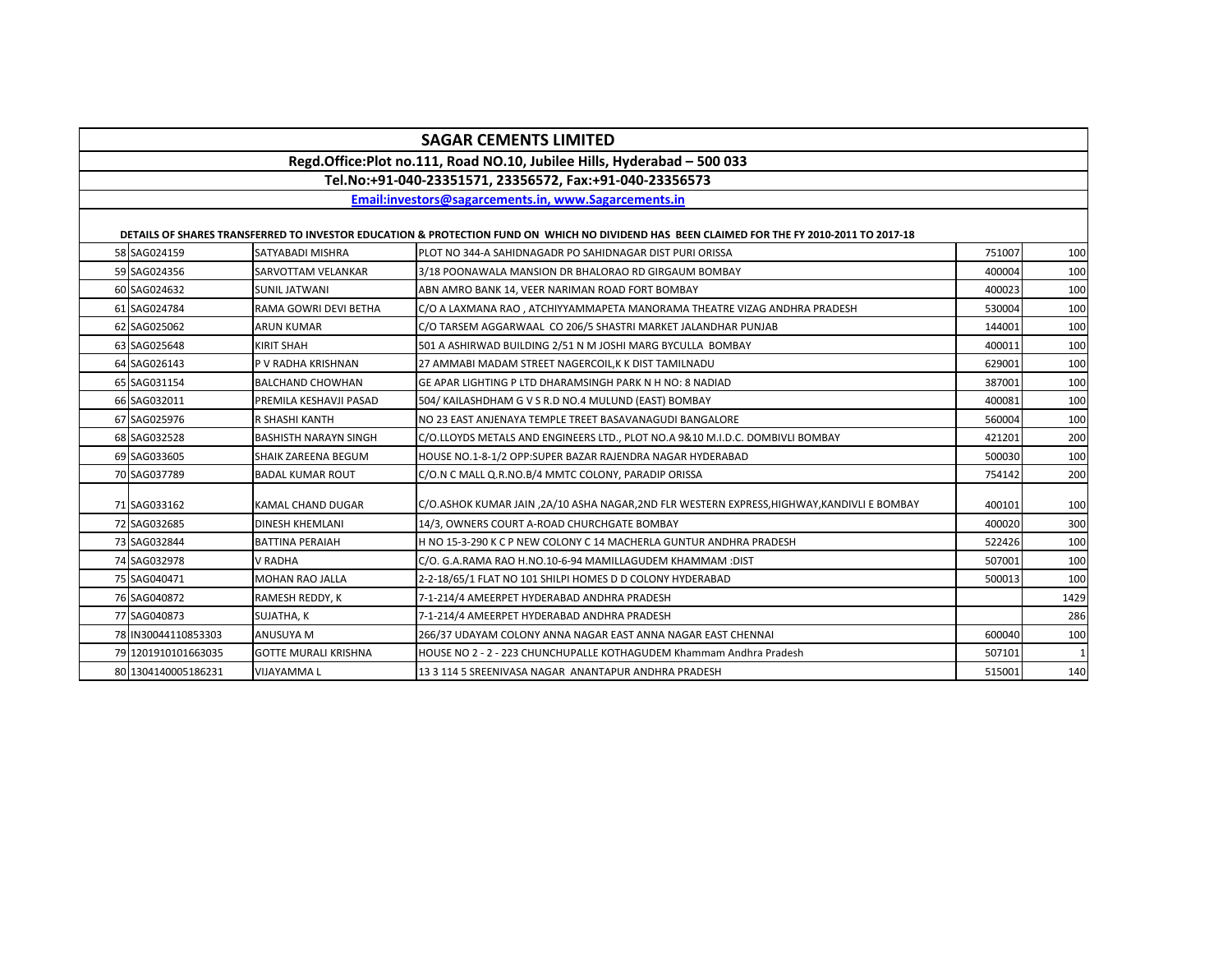# SAGAR CEMENTS LIMITED

**Regd.Office:Plot no.111, Road NO.10, Jubilee Hills, Hyderabad – 500 033**

**Tel.No:+91-040-23351571, 23356572, Fax:+91-040-23356573**

**Email:investors@sagarcements.in, www.Sagarcements.in**

**DETAILS OF SHARES TRANSFERRED TO INVESTOR EDUCATION & PROTECTION FUND ON WHICH NO DIVIDEND HAS BEEN CLAIMED FOR THE FY 2010-2011 TO 2017-18**

| | | | | | |
|---|---|---|---|---|---|
| 58 | SAG024159 | SATYABADI MISHRA | PLOT NO 344-A SAHIDNAGADR PO SAHIDNAGAR DIST PURI ORISSA | 751007 | 100 |
| 59 | SAG024356 | SARVOTTAM VELANKAR | 3/18 POONAWALA MANSION DR BHALORAO RD GIRGAUM BOMBAY | 400004 | 100 |
| 60 | SAG024632 | SUNIL JATWANI | ABN AMRO BANK 14, VEER NARIMAN ROAD FORT BOMBAY | 400023 | 100 |
| 61 | SAG024784 | RAMA GOWRI DEVI BETHA | C/O A LAXMANA RAO , ATCHIYYAMMAPETA MANORAMA THEATRE VIZAG ANDHRA PRADESH | 530004 | 100 |
| 62 | SAG025062 | ARUN KUMAR | C/O TARSEM AGGARWAAL CO 206/5 SHASTRI MARKET JALANDHAR PUNJAB | 144001 | 100 |
| 63 | SAG025648 | KIRIT SHAH | 501 A ASHIRWAD BUILDING 2/51 N M JOSHI MARG BYCULLA BOMBAY | 400011 | 100 |
| 64 | SAG026143 | P V RADHA KRISHNAN | 27 AMMABI MADAM STREET NAGERCOIL,K K DIST TAMILNADU | 629001 | 100 |
| 65 | SAG031154 | BALCHAND CHOWHAN | GE APAR LIGHTING P LTD DHARAMSINGH PARK N H NO: 8 NADIAD | 387001 | 100 |
| 66 | SAG032011 | PREMILA KESHAVJI PASAD | 504/ KAILASHDHAM G V S R.D NO.4 MULUND (EAST) BOMBAY | 400081 | 100 |
| 67 | SAG025976 | R SHASHI KANTH | NO 23 EAST ANJENAYA TEMPLE TREET BASAVANAGUDI BANGALORE | 560004 | 100 |
| 68 | SAG032528 | BASHISTH NARAYN SINGH | C/O.LLOYDS METALS AND ENGINEERS LTD., PLOT NO.A 9&10 M.I.D.C. DOMBIVLI BOMBAY | 421201 | 200 |
| 69 | SAG033605 | SHAIK ZAREENA BEGUM | HOUSE NO.1-8-1/2 OPP:SUPER BAZAR RAJENDRA NAGAR HYDERABAD | 500030 | 100 |
| 70 | SAG037789 | BADAL KUMAR ROUT | C/O.N C MALL Q.R.NO.B/4 MMTC COLONY, PARADIP ORISSA | 754142 | 200 |
| 71 | SAG033162 | KAMAL CHAND DUGAR | C/O.ASHOK KUMAR JAIN ,2A/10 ASHA NAGAR,2ND FLR WESTERN EXPRESS,HIGHWAY,KANDIVLI E BOMBAY | 400101 | 100 |
| 72 | SAG032685 | DINESH KHEMLANI | 14/3, OWNERS COURT A-ROAD CHURCHGATE BOMBAY | 400020 | 300 |
| 73 | SAG032844 | BATTINA PERAIAH | H NO 15-3-290 K C P NEW COLONY C 14 MACHERLA GUNTUR ANDHRA PRADESH | 522426 | 100 |
| 74 | SAG032978 | V RADHA | C/O. G.A.RAMA RAO H.NO.10-6-94 MAMILLAGUDEM KHAMMAM :DIST | 507001 | 100 |
| 75 | SAG040471 | MOHAN RAO JALLA | 2-2-18/65/1 FLAT NO 101 SHILPI HOMES D D COLONY HYDERABAD | 500013 | 100 |
| 76 | SAG040872 | RAMESH REDDY, K | 7-1-214/4 AMEERPET HYDERABAD ANDHRA PRADESH | | 1429 |
| 77 | SAG040873 | SUJATHA, K | 7-1-214/4 AMEERPET HYDERABAD ANDHRA PRADESH | | 286 |
| 78 | IN30044110853303 | ANUSUYA M | 266/37 UDAYAM COLONY ANNA NAGAR EAST ANNA NAGAR EAST CHENNAI | 600040 | 100 |
| 79 | 1201910101663035 | GOTTE MURALI KRISHNA | HOUSE NO 2 - 2 - 223 CHUNCHUPALLE KOTHAGUDEM Khammam Andhra Pradesh | 507101 | 1 |
| 80 | 1304140005186231 | VIJAYAMMA L | 13 3 114 5 SREENIVASA NAGAR ANANTAPUR ANDHRA PRADESH | 515001 | 140 |